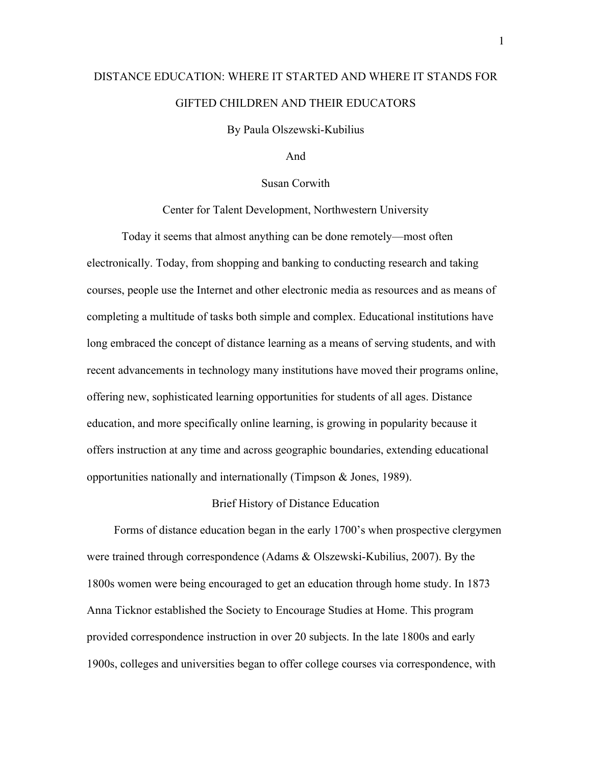# DISTANCE EDUCATION: WHERE IT STARTED AND WHERE IT STANDS FOR GIFTED CHILDREN AND THEIR EDUCATORS

By Paula Olszewski-Kubilius

And

Susan Corwith

Center for Talent Development, Northwestern University

Today it seems that almost anything can be done remotely—most often electronically. Today, from shopping and banking to conducting research and taking courses, people use the Internet and other electronic media as resources and as means of completing a multitude of tasks both simple and complex. Educational institutions have long embraced the concept of distance learning as a means of serving students, and with recent advancements in technology many institutions have moved their programs online, offering new, sophisticated learning opportunities for students of all ages. Distance education, and more specifically online learning, is growing in popularity because it offers instruction at any time and across geographic boundaries, extending educational opportunities nationally and internationally (Timpson & Jones, 1989).

## Brief History of Distance Education

Forms of distance education began in the early 1700's when prospective clergymen were trained through correspondence (Adams & Olszewski-Kubilius, 2007). By the 1800s women were being encouraged to get an education through home study. In 1873 Anna Ticknor established the Society to Encourage Studies at Home. This program provided correspondence instruction in over 20 subjects. In the late 1800s and early 1900s, colleges and universities began to offer college courses via correspondence, with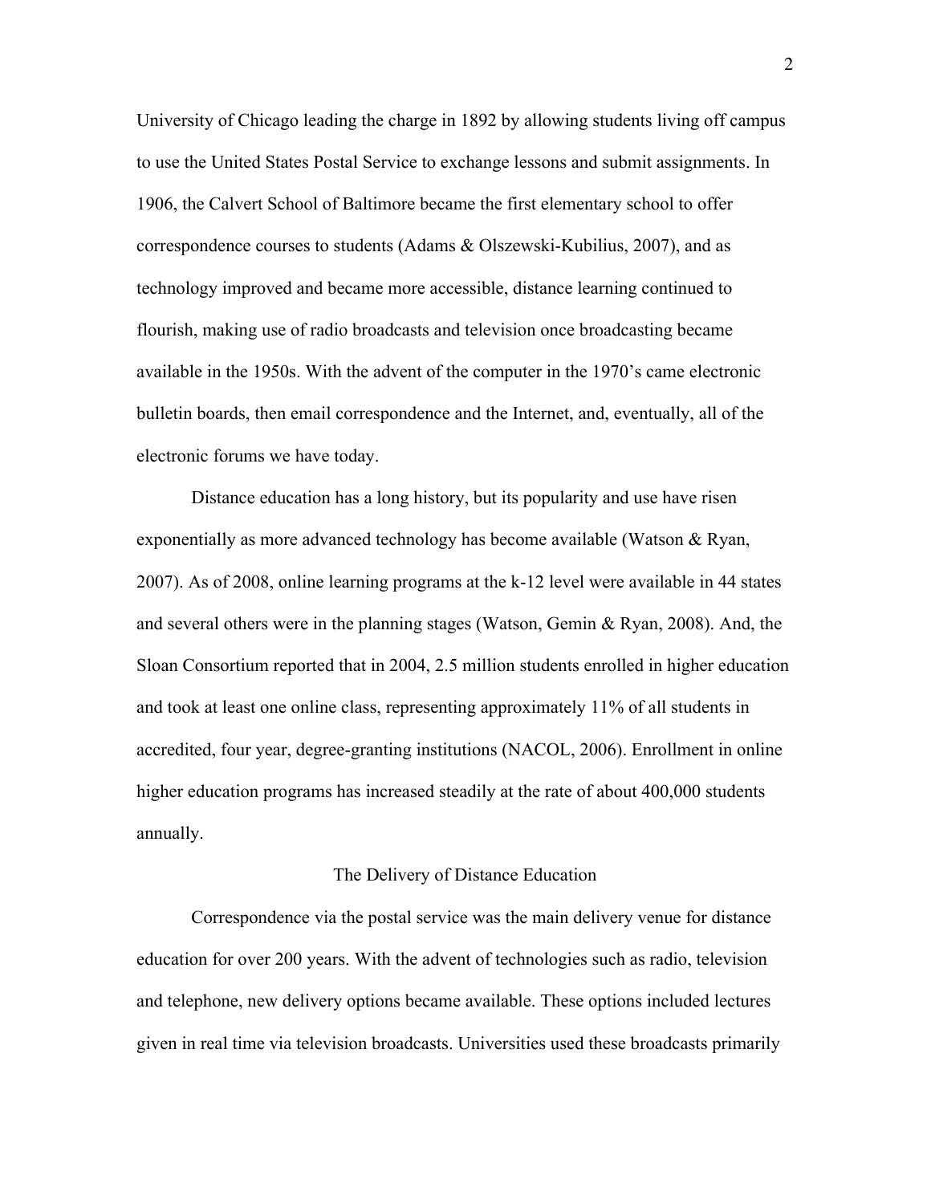University of Chicago leading the charge in 1892 by allowing students living off campus to use the United States Postal Service to exchange lessons and submit assignments. In 1906, the Calvert School of Baltimore became the first elementary school to offer correspondence courses to students (Adams & Olszewski-Kubilius, 2007), and as technology improved and became more accessible, distance learning continued to flourish, making use of radio broadcasts and television once broadcasting became available in the 1950s. With the advent of the computer in the 1970's came electronic bulletin boards, then email correspondence and the Internet, and, eventually, all of the electronic forums we have today.

Distance education has a long history, but its popularity and use have risen exponentially as more advanced technology has become available (Watson & Ryan, 2007). As of 2008, online learning programs at the k-12 level were available in 44 states and several others were in the planning stages (Watson, Gemin & Ryan, 2008). And, the Sloan Consortium reported that in 2004, 2.5 million students enrolled in higher education and took at least one online class, representing approximately 11% of all students in accredited, four year, degree-granting institutions (NACOL, 2006). Enrollment in online higher education programs has increased steadily at the rate of about 400,000 students annually.

## The Delivery of Distance Education

Correspondence via the postal service was the main delivery venue for distance education for over 200 years. With the advent of technologies such as radio, television and telephone, new delivery options became available. These options included lectures given in real time via television broadcasts. Universities used these broadcasts primarily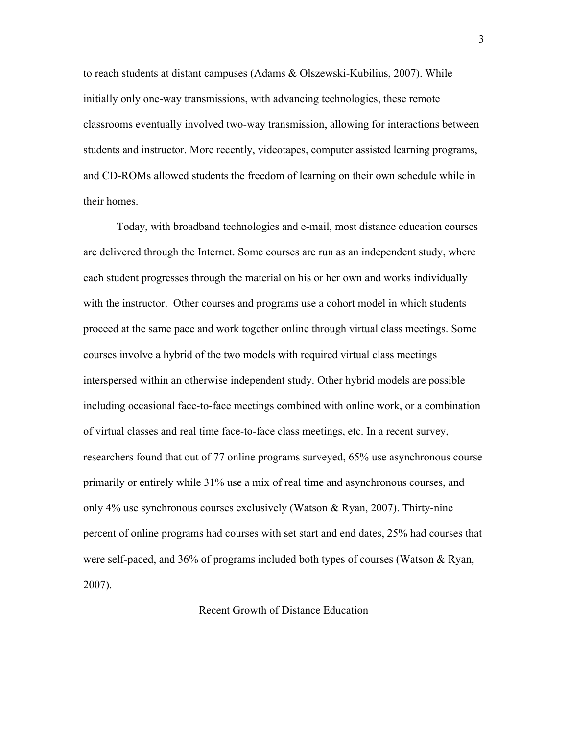to reach students at distant campuses (Adams & Olszewski-Kubilius, 2007). While initially only one-way transmissions, with advancing technologies, these remote classrooms eventually involved two-way transmission, allowing for interactions between students and instructor. More recently, videotapes, computer assisted learning programs, and CD-ROMs allowed students the freedom of learning on their own schedule while in their homes.

Today, with broadband technologies and e-mail, most distance education courses are delivered through the Internet. Some courses are run as an independent study, where each student progresses through the material on his or her own and works individually with the instructor. Other courses and programs use a cohort model in which students proceed at the same pace and work together online through virtual class meetings. Some courses involve a hybrid of the two models with required virtual class meetings interspersed within an otherwise independent study. Other hybrid models are possible including occasional face-to-face meetings combined with online work, or a combination of virtual classes and real time face-to-face class meetings, etc. In a recent survey, researchers found that out of 77 online programs surveyed, 65% use asynchronous course primarily or entirely while 31% use a mix of real time and asynchronous courses, and only 4% use synchronous courses exclusively (Watson & Ryan, 2007). Thirty-nine percent of online programs had courses with set start and end dates, 25% had courses that were self-paced, and 36% of programs included both types of courses (Watson & Ryan, 2007).

## Recent Growth of Distance Education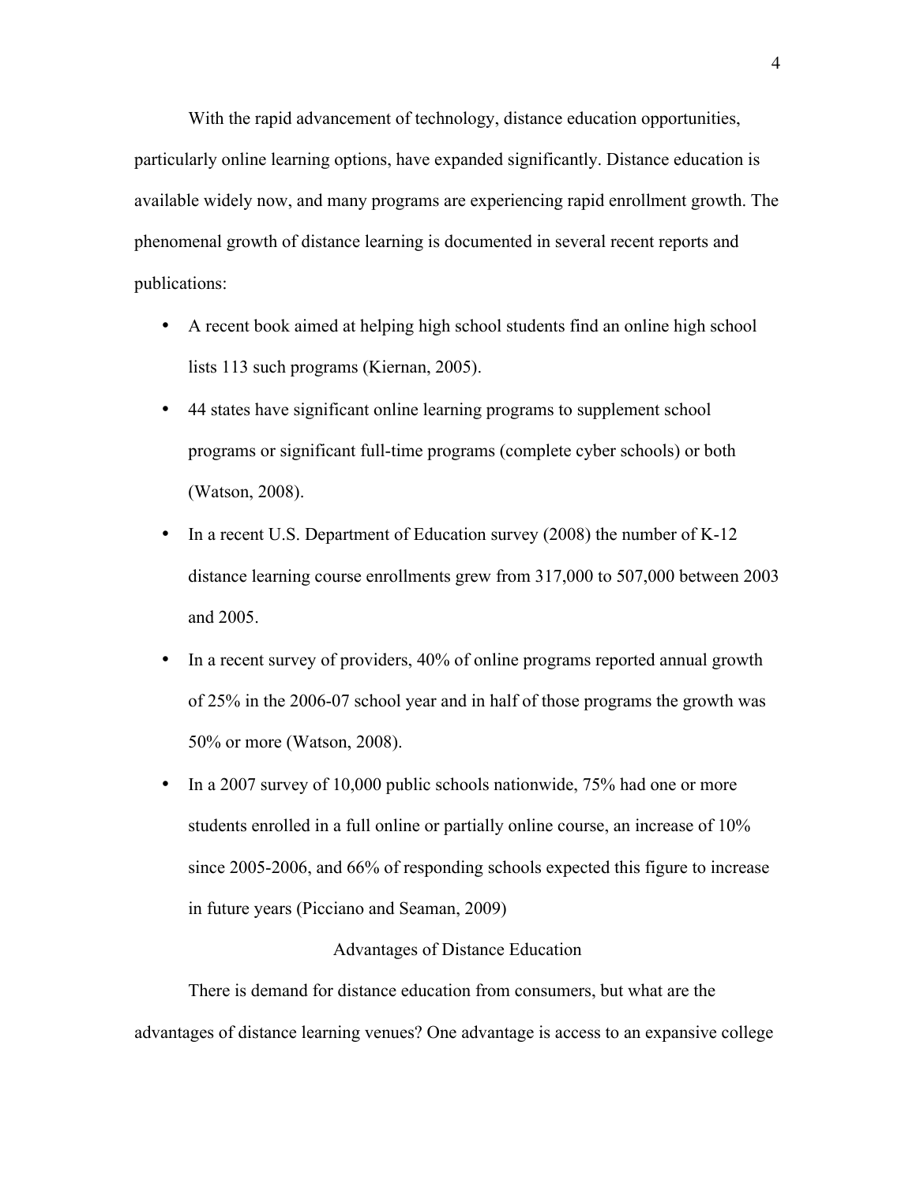With the rapid advancement of technology, distance education opportunities, particularly online learning options, have expanded significantly. Distance education is available widely now, and many programs are experiencing rapid enrollment growth. The phenomenal growth of distance learning is documented in several recent reports and publications:

- A recent book aimed at helping high school students find an online high school lists 113 such programs (Kiernan, 2005).
- 44 states have significant online learning programs to supplement school programs or significant full-time programs (complete cyber schools) or both (Watson, 2008).
- In a recent U.S. Department of Education survey (2008) the number of K-12 distance learning course enrollments grew from 317,000 to 507,000 between 2003 and 2005.
- In a recent survey of providers, 40% of online programs reported annual growth of 25% in the 2006-07 school year and in half of those programs the growth was 50% or more (Watson, 2008).
- In a 2007 survey of 10,000 public schools nationwide, 75% had one or more students enrolled in a full online or partially online course, an increase of 10% since 2005-2006, and 66% of responding schools expected this figure to increase in future years (Picciano and Seaman, 2009)

## Advantages of Distance Education

There is demand for distance education from consumers, but what are the advantages of distance learning venues? One advantage is access to an expansive college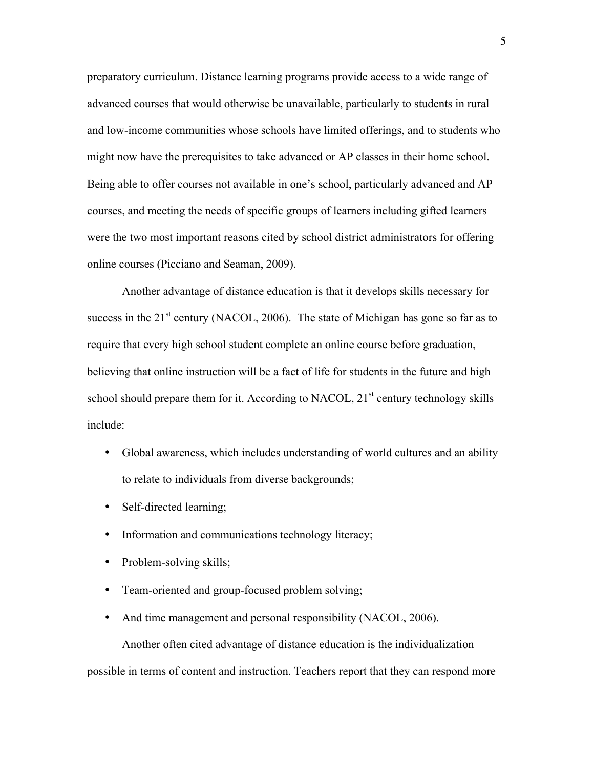preparatory curriculum. Distance learning programs provide access to a wide range of advanced courses that would otherwise be unavailable, particularly to students in rural and low-income communities whose schools have limited offerings, and to students who might now have the prerequisites to take advanced or AP classes in their home school. Being able to offer courses not available in one's school, particularly advanced and AP courses, and meeting the needs of specific groups of learners including gifted learners were the two most important reasons cited by school district administrators for offering online courses (Picciano and Seaman, 2009).

Another advantage of distance education is that it develops skills necessary for success in the 21st century (NACOL, 2006). The state of Michigan has gone so far as to require that every high school student complete an online course before graduation, believing that online instruction will be a fact of life for students in the future and high school should prepare them for it. According to NACOL, 21st century technology skills include:

- Global awareness, which includes understanding of world cultures and an ability to relate to individuals from diverse backgrounds;
- Self-directed learning;
- Information and communications technology literacy;
- Problem-solving skills;
- Team-oriented and group-focused problem solving;
- And time management and personal responsibility (NACOL, 2006).

Another often cited advantage of distance education is the individualization possible in terms of content and instruction. Teachers report that they can respond more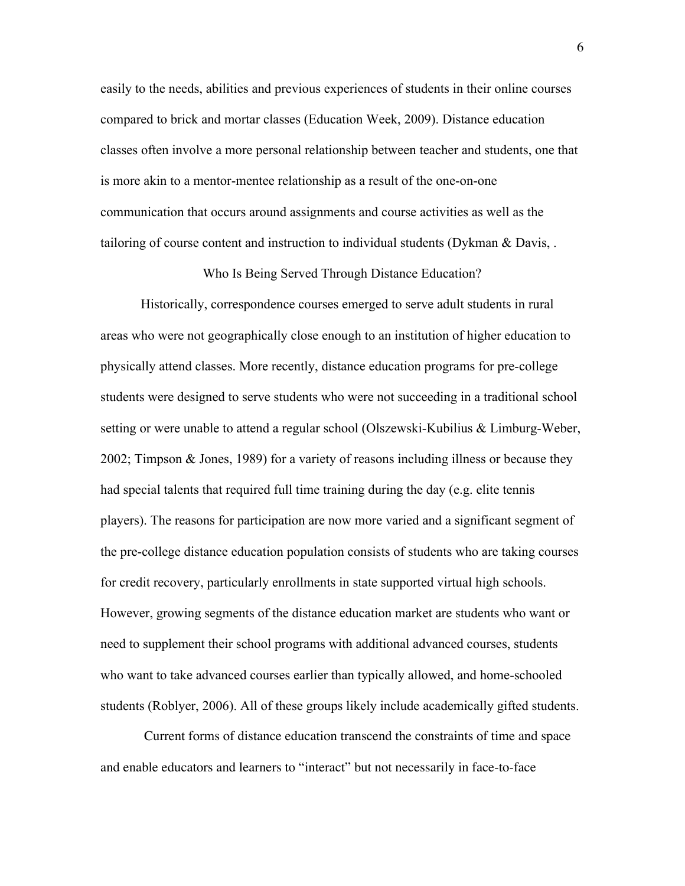easily to the needs, abilities and previous experiences of students in their online courses compared to brick and mortar classes (Education Week, 2009). Distance education classes often involve a more personal relationship between teacher and students, one that is more akin to a mentor-mentee relationship as a result of the one-on-one communication that occurs around assignments and course activities as well as the tailoring of course content and instruction to individual students (Dykman & Davis, .

## Who Is Being Served Through Distance Education?

Historically, correspondence courses emerged to serve adult students in rural areas who were not geographically close enough to an institution of higher education to physically attend classes. More recently, distance education programs for pre-college students were designed to serve students who were not succeeding in a traditional school setting or were unable to attend a regular school (Olszewski-Kubilius & Limburg-Weber, 2002; Timpson & Jones, 1989) for a variety of reasons including illness or because they had special talents that required full time training during the day (e.g. elite tennis players). The reasons for participation are now more varied and a significant segment of the pre-college distance education population consists of students who are taking courses for credit recovery, particularly enrollments in state supported virtual high schools. However, growing segments of the distance education market are students who want or need to supplement their school programs with additional advanced courses, students who want to take advanced courses earlier than typically allowed, and home-schooled students (Roblyer, 2006). All of these groups likely include academically gifted students.

Current forms of distance education transcend the constraints of time and space and enable educators and learners to "interact" but not necessarily in face-to-face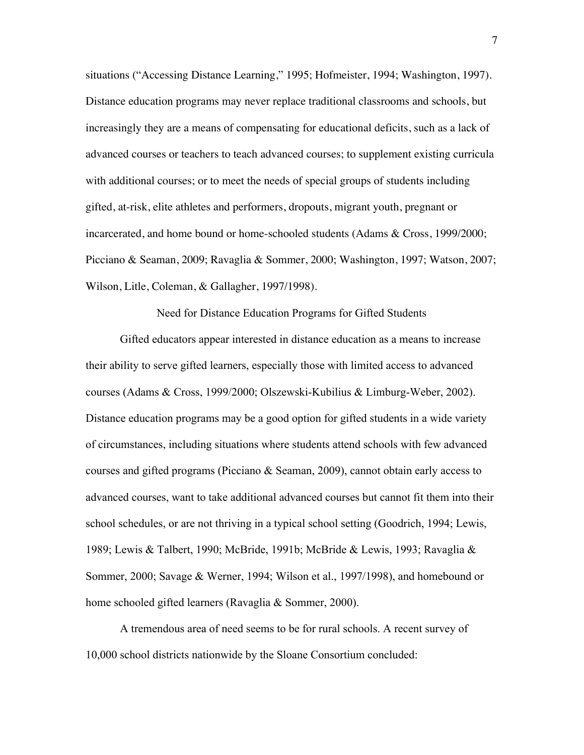situations ("Accessing Distance Learning," 1995; Hofmeister, 1994; Washington, 1997). Distance education programs may never replace traditional classrooms and schools, but increasingly they are a means of compensating for educational deficits, such as a lack of advanced courses or teachers to teach advanced courses; to supplement existing curricula with additional courses; or to meet the needs of special groups of students including gifted, at-risk, elite athletes and performers, dropouts, migrant youth, pregnant or incarcerated, and home bound or home-schooled students (Adams & Cross, 1999/2000; Picciano & Seaman, 2009; Ravaglia & Sommer, 2000; Washington, 1997; Watson, 2007; Wilson, Litle, Coleman, & Gallagher, 1997/1998).

## Need for Distance Education Programs for Gifted Students

Gifted educators appear interested in distance education as a means to increase their ability to serve gifted learners, especially those with limited access to advanced courses (Adams & Cross, 1999/2000; Olszewski-Kubilius & Limburg-Weber, 2002). Distance education programs may be a good option for gifted students in a wide variety of circumstances, including situations where students attend schools with few advanced courses and gifted programs (Picciano & Seaman, 2009), cannot obtain early access to advanced courses, want to take additional advanced courses but cannot fit them into their school schedules, or are not thriving in a typical school setting (Goodrich, 1994; Lewis, 1989; Lewis & Talbert, 1990; McBride, 1991b; McBride & Lewis, 1993; Ravaglia & Sommer, 2000; Savage & Werner, 1994; Wilson et al., 1997/1998), and homebound or home schooled gifted learners (Ravaglia & Sommer, 2000).

A tremendous area of need seems to be for rural schools. A recent survey of 10,000 school districts nationwide by the Sloane Consortium concluded: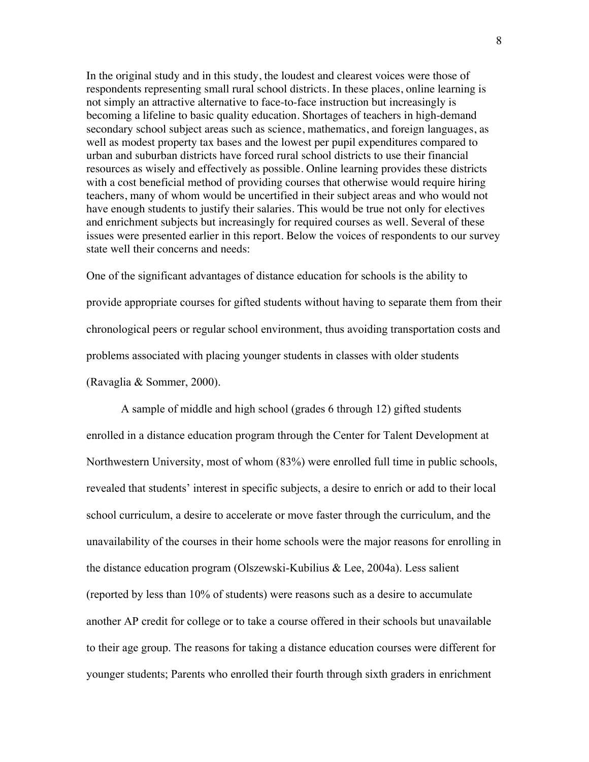In the original study and in this study, the loudest and clearest voices were those of respondents representing small rural school districts. In these places, online learning is not simply an attractive alternative to face-to-face instruction but increasingly is becoming a lifeline to basic quality education. Shortages of teachers in high-demand secondary school subject areas such as science, mathematics, and foreign languages, as well as modest property tax bases and the lowest per pupil expenditures compared to urban and suburban districts have forced rural school districts to use their financial resources as wisely and effectively as possible. Online learning provides these districts with a cost beneficial method of providing courses that otherwise would require hiring teachers, many of whom would be uncertified in their subject areas and who would not have enough students to justify their salaries. This would be true not only for electives and enrichment subjects but increasingly for required courses as well. Several of these issues were presented earlier in this report. Below the voices of respondents to our survey state well their concerns and needs:

One of the significant advantages of distance education for schools is the ability to provide appropriate courses for gifted students without having to separate them from their chronological peers or regular school environment, thus avoiding transportation costs and problems associated with placing younger students in classes with older students (Ravaglia & Sommer, 2000).

A sample of middle and high school (grades 6 through 12) gifted students enrolled in a distance education program through the Center for Talent Development at Northwestern University, most of whom (83%) were enrolled full time in public schools, revealed that students' interest in specific subjects, a desire to enrich or add to their local school curriculum, a desire to accelerate or move faster through the curriculum, and the unavailability of the courses in their home schools were the major reasons for enrolling in the distance education program (Olszewski-Kubilius & Lee, 2004a). Less salient (reported by less than 10% of students) were reasons such as a desire to accumulate another AP credit for college or to take a course offered in their schools but unavailable to their age group. The reasons for taking a distance education courses were different for younger students; Parents who enrolled their fourth through sixth graders in enrichment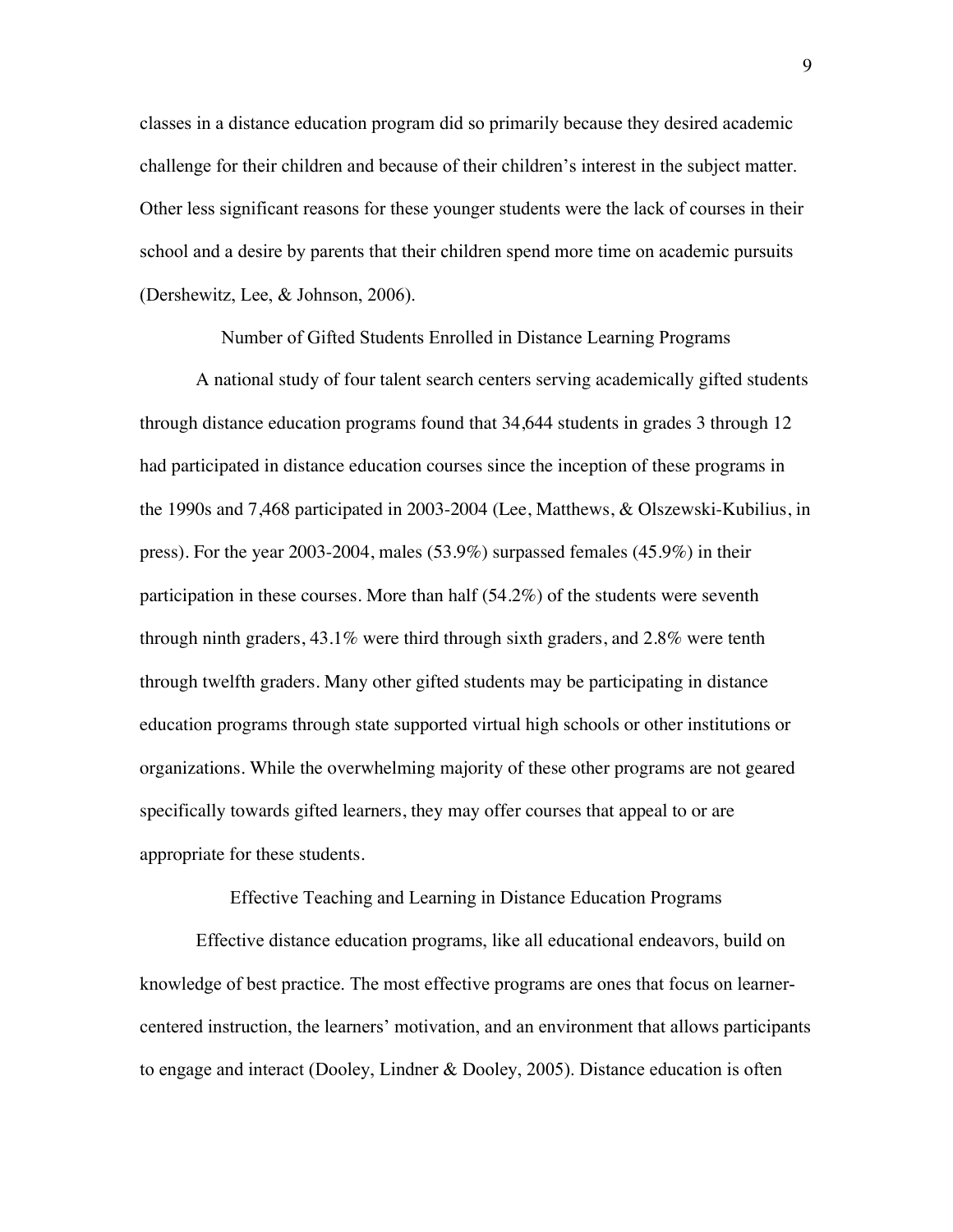classes in a distance education program did so primarily because they desired academic challenge for their children and because of their children's interest in the subject matter. Other less significant reasons for these younger students were the lack of courses in their school and a desire by parents that their children spend more time on academic pursuits (Dershewitz, Lee, & Johnson, 2006).

## Number of Gifted Students Enrolled in Distance Learning Programs

A national study of four talent search centers serving academically gifted students through distance education programs found that 34,644 students in grades 3 through 12 had participated in distance education courses since the inception of these programs in the 1990s and 7,468 participated in 2003-2004 (Lee, Matthews, & Olszewski-Kubilius, in press). For the year 2003-2004, males (53.9%) surpassed females (45.9%) in their participation in these courses. More than half (54.2%) of the students were seventh through ninth graders, 43.1% were third through sixth graders, and 2.8% were tenth through twelfth graders. Many other gifted students may be participating in distance education programs through state supported virtual high schools or other institutions or organizations. While the overwhelming majority of these other programs are not geared specifically towards gifted learners, they may offer courses that appeal to or are appropriate for these students.

## Effective Teaching and Learning in Distance Education Programs

Effective distance education programs, like all educational endeavors, build on knowledge of best practice. The most effective programs are ones that focus on learner-centered instruction, the learners' motivation, and an environment that allows participants to engage and interact (Dooley, Lindner & Dooley, 2005). Distance education is often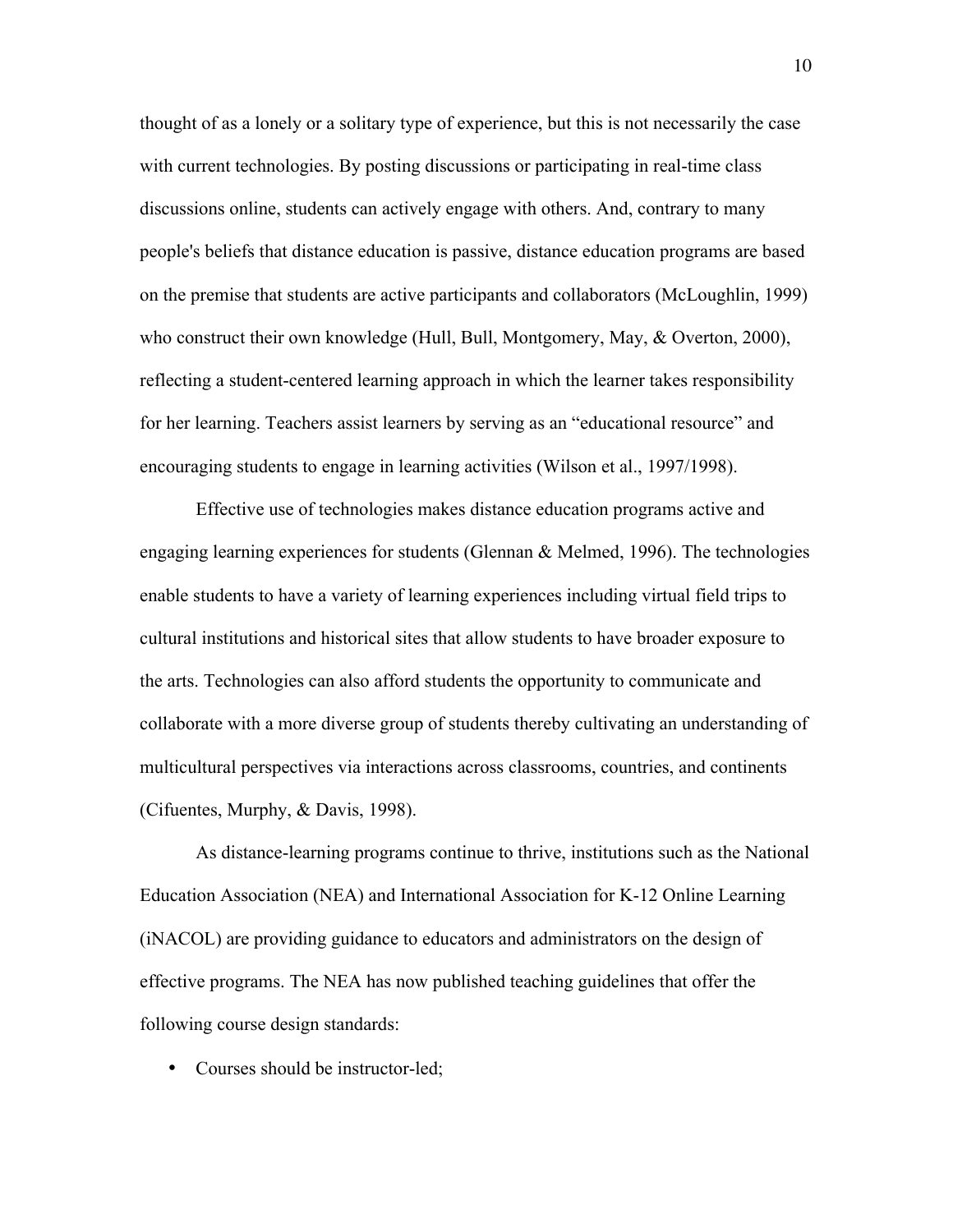thought of as a lonely or a solitary type of experience, but this is not necessarily the case with current technologies. By posting discussions or participating in real-time class discussions online, students can actively engage with others. And, contrary to many people's beliefs that distance education is passive, distance education programs are based on the premise that students are active participants and collaborators (McLoughlin, 1999) who construct their own knowledge (Hull, Bull, Montgomery, May, & Overton, 2000), reflecting a student-centered learning approach in which the learner takes responsibility for her learning. Teachers assist learners by serving as an "educational resource" and encouraging students to engage in learning activities (Wilson et al., 1997/1998).

Effective use of technologies makes distance education programs active and engaging learning experiences for students (Glennan & Melmed, 1996). The technologies enable students to have a variety of learning experiences including virtual field trips to cultural institutions and historical sites that allow students to have broader exposure to the arts. Technologies can also afford students the opportunity to communicate and collaborate with a more diverse group of students thereby cultivating an understanding of multicultural perspectives via interactions across classrooms, countries, and continents (Cifuentes, Murphy, & Davis, 1998).

As distance-learning programs continue to thrive, institutions such as the National Education Association (NEA) and International Association for K-12 Online Learning (iNACOL) are providing guidance to educators and administrators on the design of effective programs. The NEA has now published teaching guidelines that offer the following course design standards:

- Courses should be instructor-led;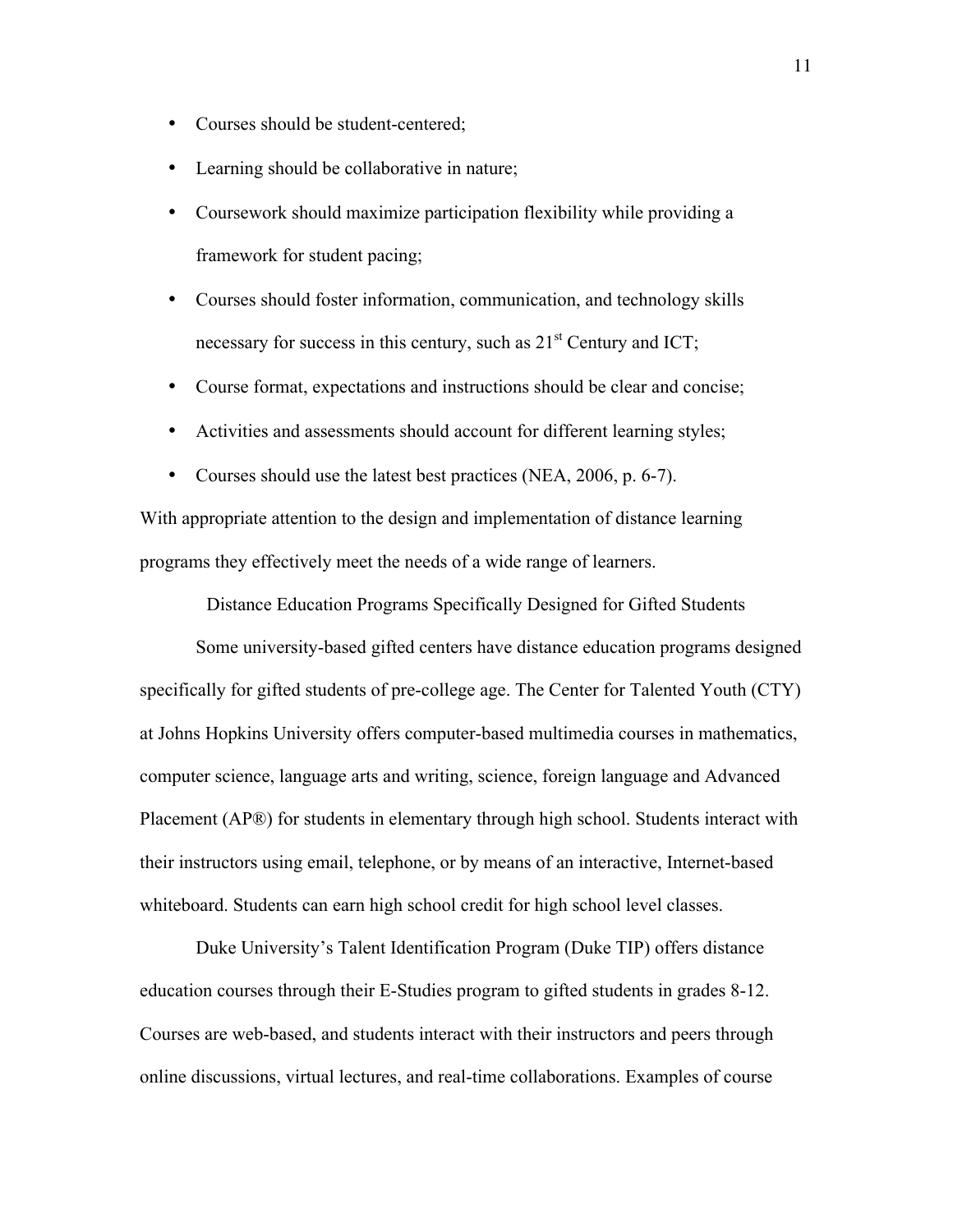- Courses should be student-centered;
- Learning should be collaborative in nature;
- Coursework should maximize participation flexibility while providing a framework for student pacing;
- Courses should foster information, communication, and technology skills necessary for success in this century, such as 21st Century and ICT;
- Course format, expectations and instructions should be clear and concise;
- Activities and assessments should account for different learning styles;
- Courses should use the latest best practices (NEA, 2006, p. 6-7).

With appropriate attention to the design and implementation of distance learning programs they effectively meet the needs of a wide range of learners.

## Distance Education Programs Specifically Designed for Gifted Students

Some university-based gifted centers have distance education programs designed specifically for gifted students of pre-college age. The Center for Talented Youth (CTY) at Johns Hopkins University offers computer-based multimedia courses in mathematics, computer science, language arts and writing, science, foreign language and Advanced Placement (AP®) for students in elementary through high school. Students interact with their instructors using email, telephone, or by means of an interactive, Internet-based whiteboard. Students can earn high school credit for high school level classes.

Duke University's Talent Identification Program (Duke TIP) offers distance education courses through their E-Studies program to gifted students in grades 8-12. Courses are web-based, and students interact with their instructors and peers through online discussions, virtual lectures, and real-time collaborations. Examples of course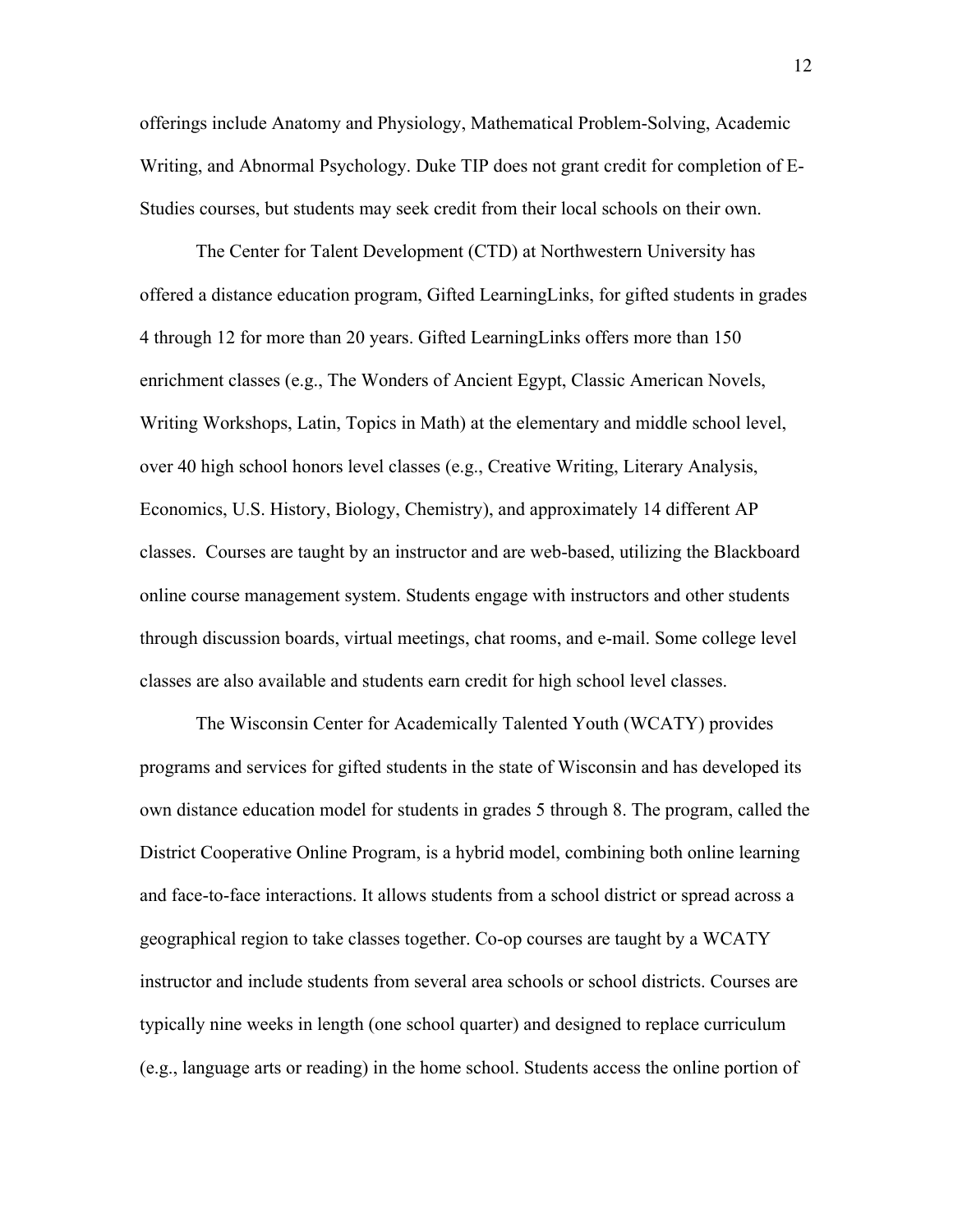offerings include Anatomy and Physiology, Mathematical Problem-Solving, Academic Writing, and Abnormal Psychology. Duke TIP does not grant credit for completion of E-Studies courses, but students may seek credit from their local schools on their own.

The Center for Talent Development (CTD) at Northwestern University has offered a distance education program, Gifted LearningLinks, for gifted students in grades 4 through 12 for more than 20 years. Gifted LearningLinks offers more than 150 enrichment classes (e.g., The Wonders of Ancient Egypt, Classic American Novels, Writing Workshops, Latin, Topics in Math) at the elementary and middle school level, over 40 high school honors level classes (e.g., Creative Writing, Literary Analysis, Economics, U.S. History, Biology, Chemistry), and approximately 14 different AP classes. Courses are taught by an instructor and are web-based, utilizing the Blackboard online course management system. Students engage with instructors and other students through discussion boards, virtual meetings, chat rooms, and e-mail. Some college level classes are also available and students earn credit for high school level classes.

The Wisconsin Center for Academically Talented Youth (WCATY) provides programs and services for gifted students in the state of Wisconsin and has developed its own distance education model for students in grades 5 through 8. The program, called the District Cooperative Online Program, is a hybrid model, combining both online learning and face-to-face interactions. It allows students from a school district or spread across a geographical region to take classes together. Co-op courses are taught by a WCATY instructor and include students from several area schools or school districts. Courses are typically nine weeks in length (one school quarter) and designed to replace curriculum (e.g., language arts or reading) in the home school. Students access the online portion of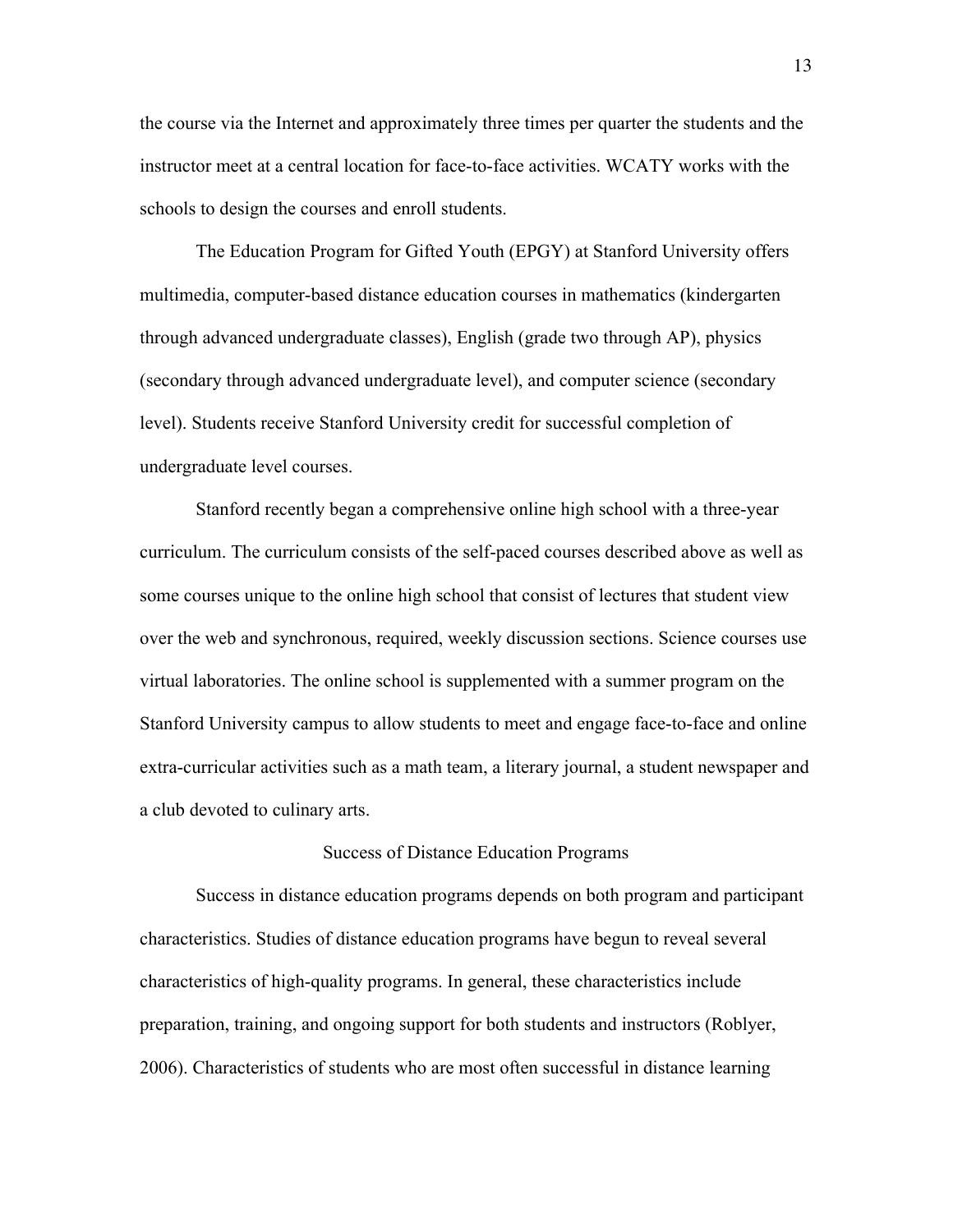the course via the Internet and approximately three times per quarter the students and the instructor meet at a central location for face-to-face activities. WCATY works with the schools to design the courses and enroll students.

The Education Program for Gifted Youth (EPGY) at Stanford University offers multimedia, computer-based distance education courses in mathematics (kindergarten through advanced undergraduate classes), English (grade two through AP), physics (secondary through advanced undergraduate level), and computer science (secondary level). Students receive Stanford University credit for successful completion of undergraduate level courses.

Stanford recently began a comprehensive online high school with a three-year curriculum. The curriculum consists of the self-paced courses described above as well as some courses unique to the online high school that consist of lectures that student view over the web and synchronous, required, weekly discussion sections. Science courses use virtual laboratories. The online school is supplemented with a summer program on the Stanford University campus to allow students to meet and engage face-to-face and online extra-curricular activities such as a math team, a literary journal, a student newspaper and a club devoted to culinary arts.

## Success of Distance Education Programs

Success in distance education programs depends on both program and participant characteristics. Studies of distance education programs have begun to reveal several characteristics of high-quality programs. In general, these characteristics include preparation, training, and ongoing support for both students and instructors (Roblyer, 2006). Characteristics of students who are most often successful in distance learning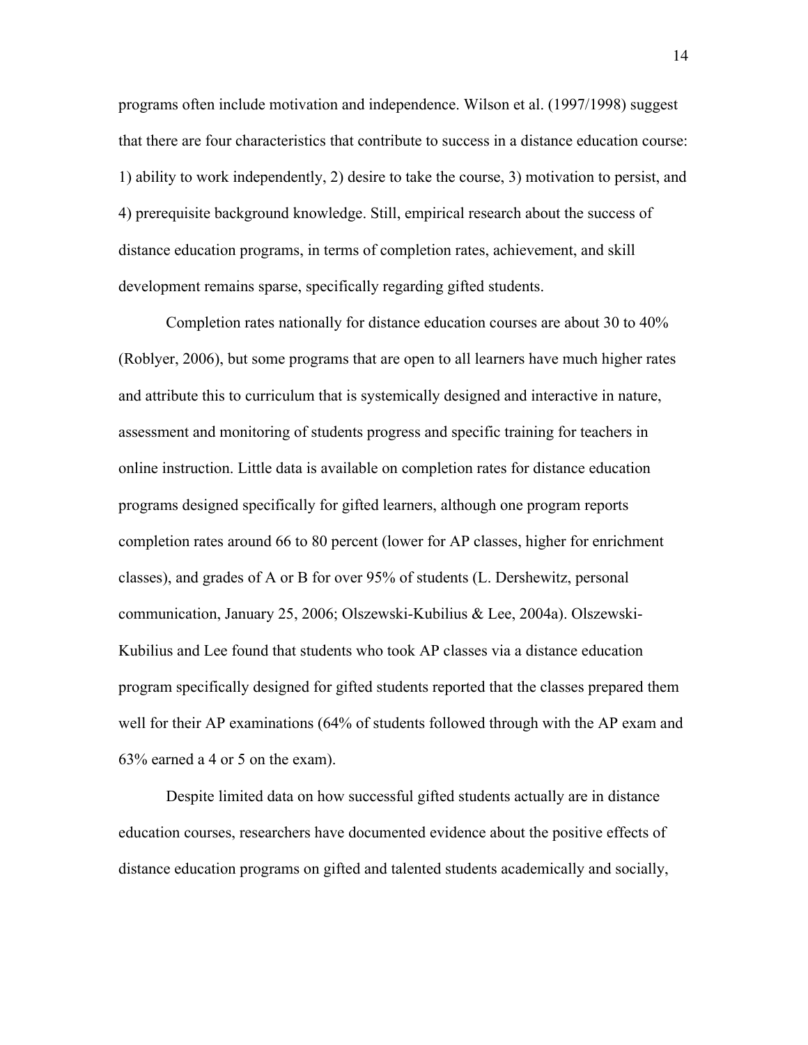programs often include motivation and independence. Wilson et al. (1997/1998) suggest that there are four characteristics that contribute to success in a distance education course: 1) ability to work independently, 2) desire to take the course, 3) motivation to persist, and 4) prerequisite background knowledge. Still, empirical research about the success of distance education programs, in terms of completion rates, achievement, and skill development remains sparse, specifically regarding gifted students.

Completion rates nationally for distance education courses are about 30 to 40% (Roblyer, 2006), but some programs that are open to all learners have much higher rates and attribute this to curriculum that is systemically designed and interactive in nature, assessment and monitoring of students progress and specific training for teachers in online instruction. Little data is available on completion rates for distance education programs designed specifically for gifted learners, although one program reports completion rates around 66 to 80 percent (lower for AP classes, higher for enrichment classes), and grades of A or B for over 95% of students (L. Dershewitz, personal communication, January 25, 2006; Olszewski-Kubilius & Lee, 2004a). Olszewski-Kubilius and Lee found that students who took AP classes via a distance education program specifically designed for gifted students reported that the classes prepared them well for their AP examinations (64% of students followed through with the AP exam and 63% earned a 4 or 5 on the exam).

Despite limited data on how successful gifted students actually are in distance education courses, researchers have documented evidence about the positive effects of distance education programs on gifted and talented students academically and socially,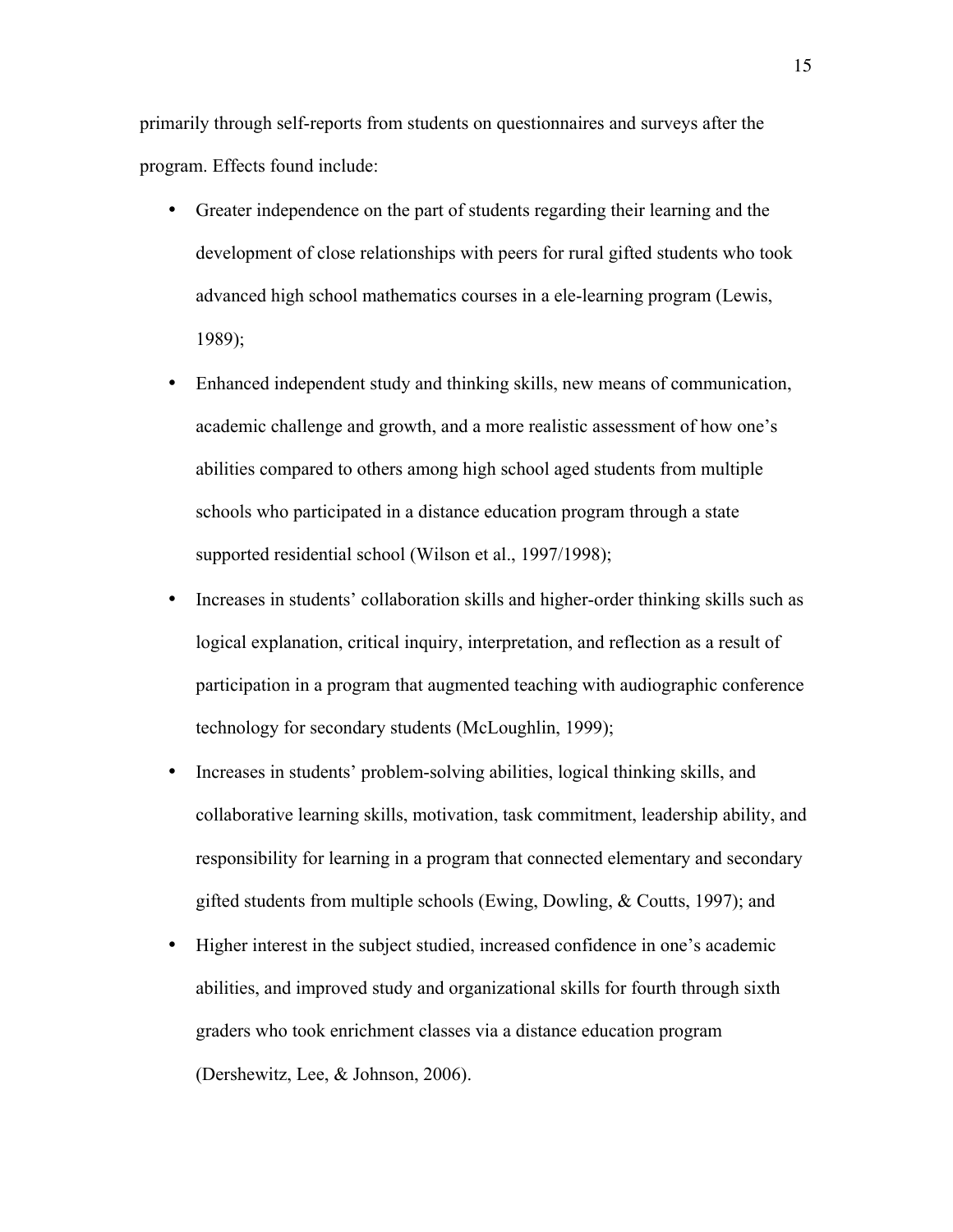primarily through self-reports from students on questionnaires and surveys after the program. Effects found include:

- Greater independence on the part of students regarding their learning and the development of close relationships with peers for rural gifted students who took advanced high school mathematics courses in a ele-learning program (Lewis, 1989);
- Enhanced independent study and thinking skills, new means of communication, academic challenge and growth, and a more realistic assessment of how one's abilities compared to others among high school aged students from multiple schools who participated in a distance education program through a state supported residential school (Wilson et al., 1997/1998);
- Increases in students' collaboration skills and higher-order thinking skills such as logical explanation, critical inquiry, interpretation, and reflection as a result of participation in a program that augmented teaching with audiographic conference technology for secondary students (McLoughlin, 1999);
- Increases in students' problem-solving abilities, logical thinking skills, and collaborative learning skills, motivation, task commitment, leadership ability, and responsibility for learning in a program that connected elementary and secondary gifted students from multiple schools (Ewing, Dowling, & Coutts, 1997); and
- Higher interest in the subject studied, increased confidence in one's academic abilities, and improved study and organizational skills for fourth through sixth graders who took enrichment classes via a distance education program (Dershewitz, Lee, & Johnson, 2006).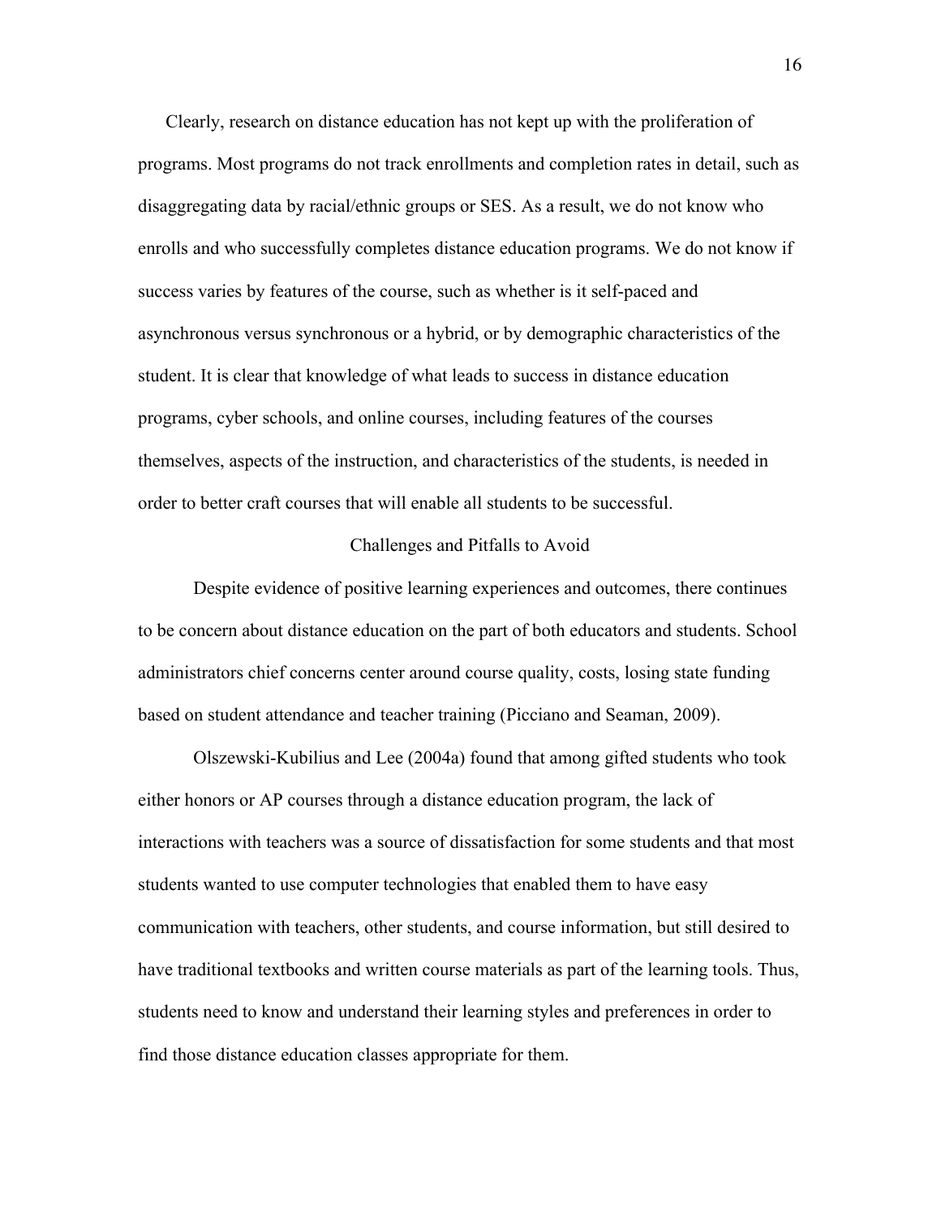Clearly, research on distance education has not kept up with the proliferation of programs. Most programs do not track enrollments and completion rates in detail, such as disaggregating data by racial/ethnic groups or SES. As a result, we do not know who enrolls and who successfully completes distance education programs. We do not know if success varies by features of the course, such as whether is it self-paced and asynchronous versus synchronous or a hybrid, or by demographic characteristics of the student. It is clear that knowledge of what leads to success in distance education programs, cyber schools, and online courses, including features of the courses themselves, aspects of the instruction, and characteristics of the students, is needed in order to better craft courses that will enable all students to be successful.

## Challenges and Pitfalls to Avoid

Despite evidence of positive learning experiences and outcomes, there continues to be concern about distance education on the part of both educators and students. School administrators chief concerns center around course quality, costs, losing state funding based on student attendance and teacher training (Picciano and Seaman, 2009).

Olszewski-Kubilius and Lee (2004a) found that among gifted students who took either honors or AP courses through a distance education program, the lack of interactions with teachers was a source of dissatisfaction for some students and that most students wanted to use computer technologies that enabled them to have easy communication with teachers, other students, and course information, but still desired to have traditional textbooks and written course materials as part of the learning tools. Thus, students need to know and understand their learning styles and preferences in order to find those distance education classes appropriate for them.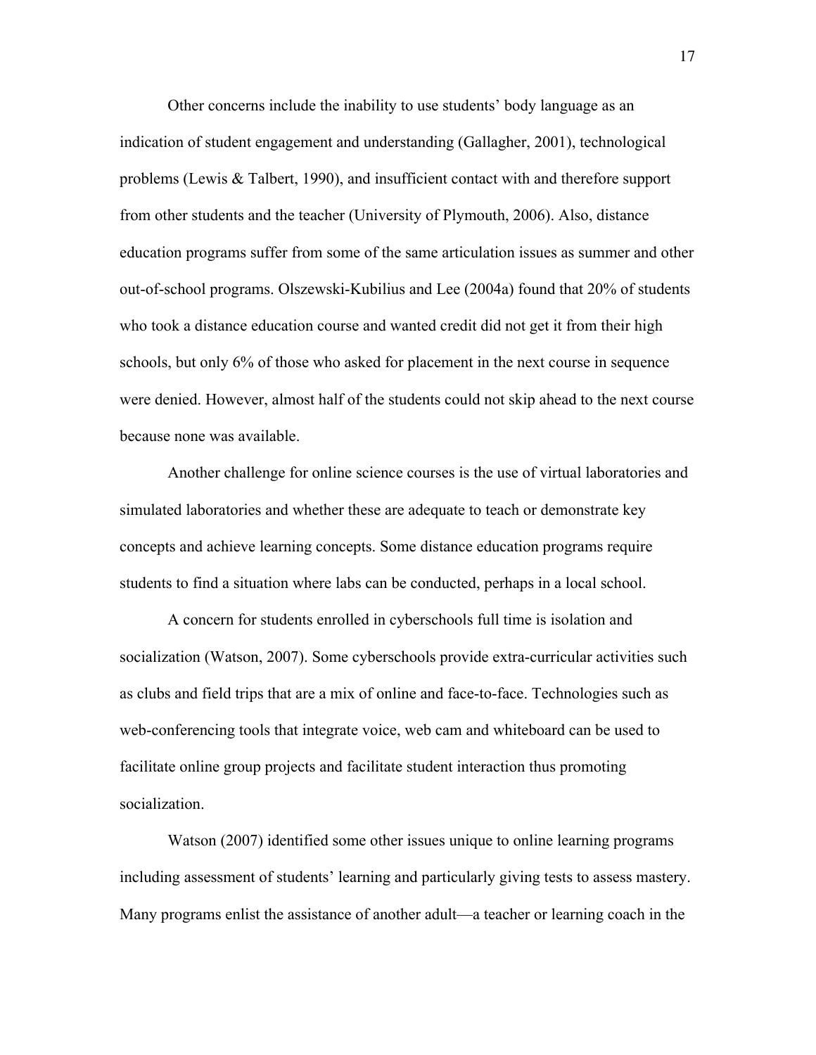Other concerns include the inability to use students' body language as an indication of student engagement and understanding (Gallagher, 2001), technological problems (Lewis & Talbert, 1990), and insufficient contact with and therefore support from other students and the teacher (University of Plymouth, 2006). Also, distance education programs suffer from some of the same articulation issues as summer and other out-of-school programs. Olszewski-Kubilius and Lee (2004a) found that 20% of students who took a distance education course and wanted credit did not get it from their high schools, but only 6% of those who asked for placement in the next course in sequence were denied. However, almost half of the students could not skip ahead to the next course because none was available.

Another challenge for online science courses is the use of virtual laboratories and simulated laboratories and whether these are adequate to teach or demonstrate key concepts and achieve learning concepts. Some distance education programs require students to find a situation where labs can be conducted, perhaps in a local school.

A concern for students enrolled in cyberschools full time is isolation and socialization (Watson, 2007). Some cyberschools provide extra-curricular activities such as clubs and field trips that are a mix of online and face-to-face. Technologies such as web-conferencing tools that integrate voice, web cam and whiteboard can be used to facilitate online group projects and facilitate student interaction thus promoting socialization.

Watson (2007) identified some other issues unique to online learning programs including assessment of students' learning and particularly giving tests to assess mastery. Many programs enlist the assistance of another adult—a teacher or learning coach in the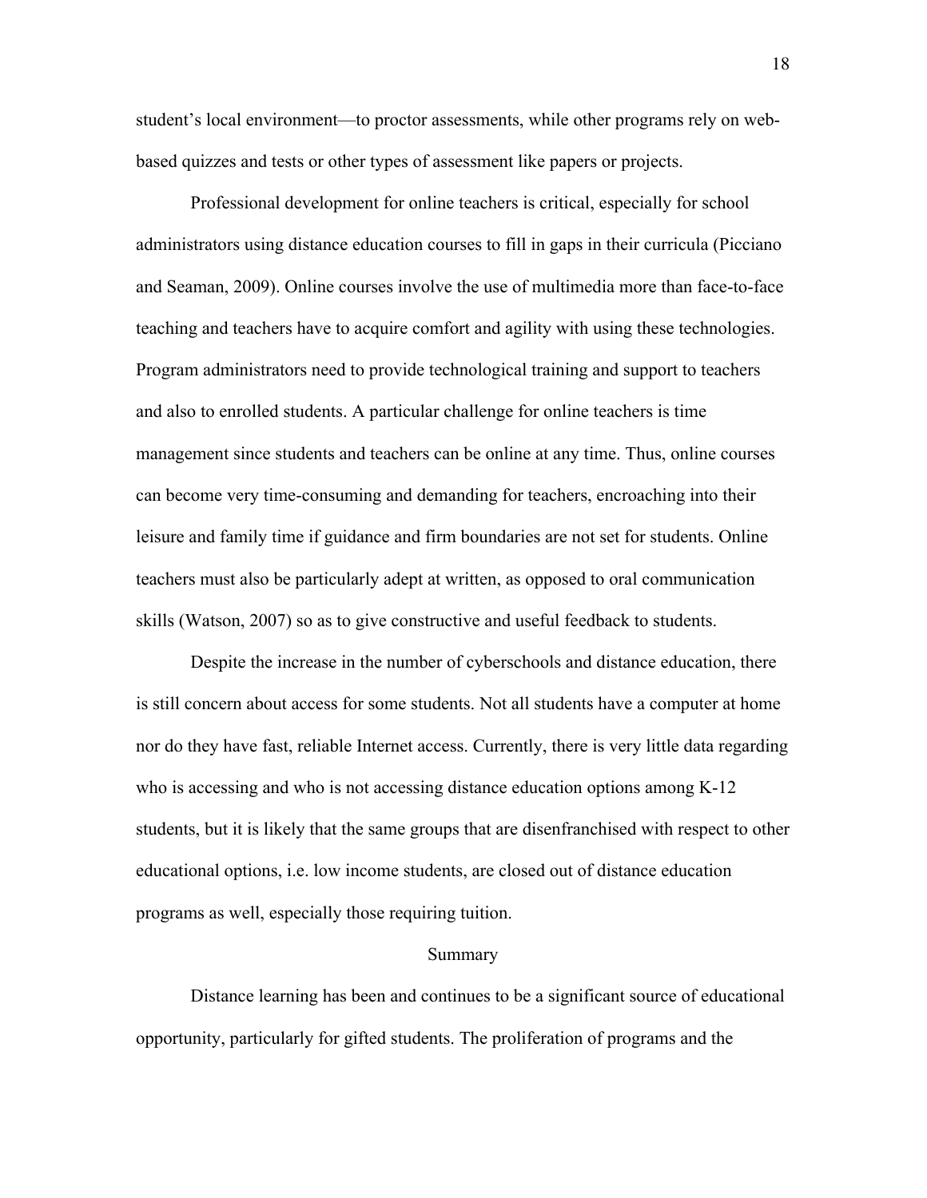student's local environment—to proctor assessments, while other programs rely on web-based quizzes and tests or other types of assessment like papers or projects.

Professional development for online teachers is critical, especially for school administrators using distance education courses to fill in gaps in their curricula (Picciano and Seaman, 2009). Online courses involve the use of multimedia more than face-to-face teaching and teachers have to acquire comfort and agility with using these technologies. Program administrators need to provide technological training and support to teachers and also to enrolled students. A particular challenge for online teachers is time management since students and teachers can be online at any time. Thus, online courses can become very time-consuming and demanding for teachers, encroaching into their leisure and family time if guidance and firm boundaries are not set for students. Online teachers must also be particularly adept at written, as opposed to oral communication skills (Watson, 2007) so as to give constructive and useful feedback to students.

Despite the increase in the number of cyberschools and distance education, there is still concern about access for some students. Not all students have a computer at home nor do they have fast, reliable Internet access. Currently, there is very little data regarding who is accessing and who is not accessing distance education options among K-12 students, but it is likely that the same groups that are disenfranchised with respect to other educational options, i.e. low income students, are closed out of distance education programs as well, especially those requiring tuition.

## Summary

Distance learning has been and continues to be a significant source of educational opportunity, particularly for gifted students. The proliferation of programs and the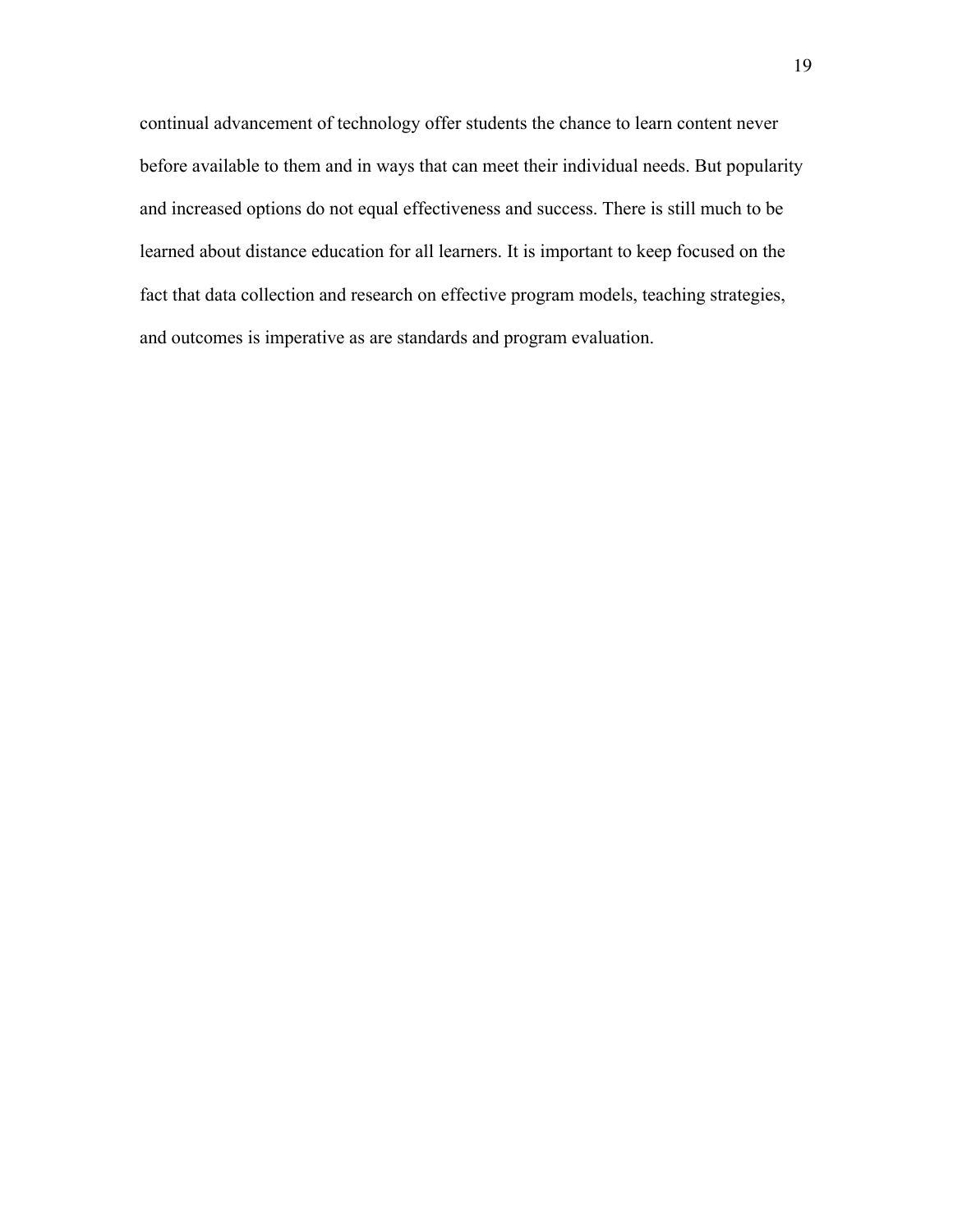continual advancement of technology offer students the chance to learn content never before available to them and in ways that can meet their individual needs. But popularity and increased options do not equal effectiveness and success. There is still much to be learned about distance education for all learners. It is important to keep focused on the fact that data collection and research on effective program models, teaching strategies, and outcomes is imperative as are standards and program evaluation.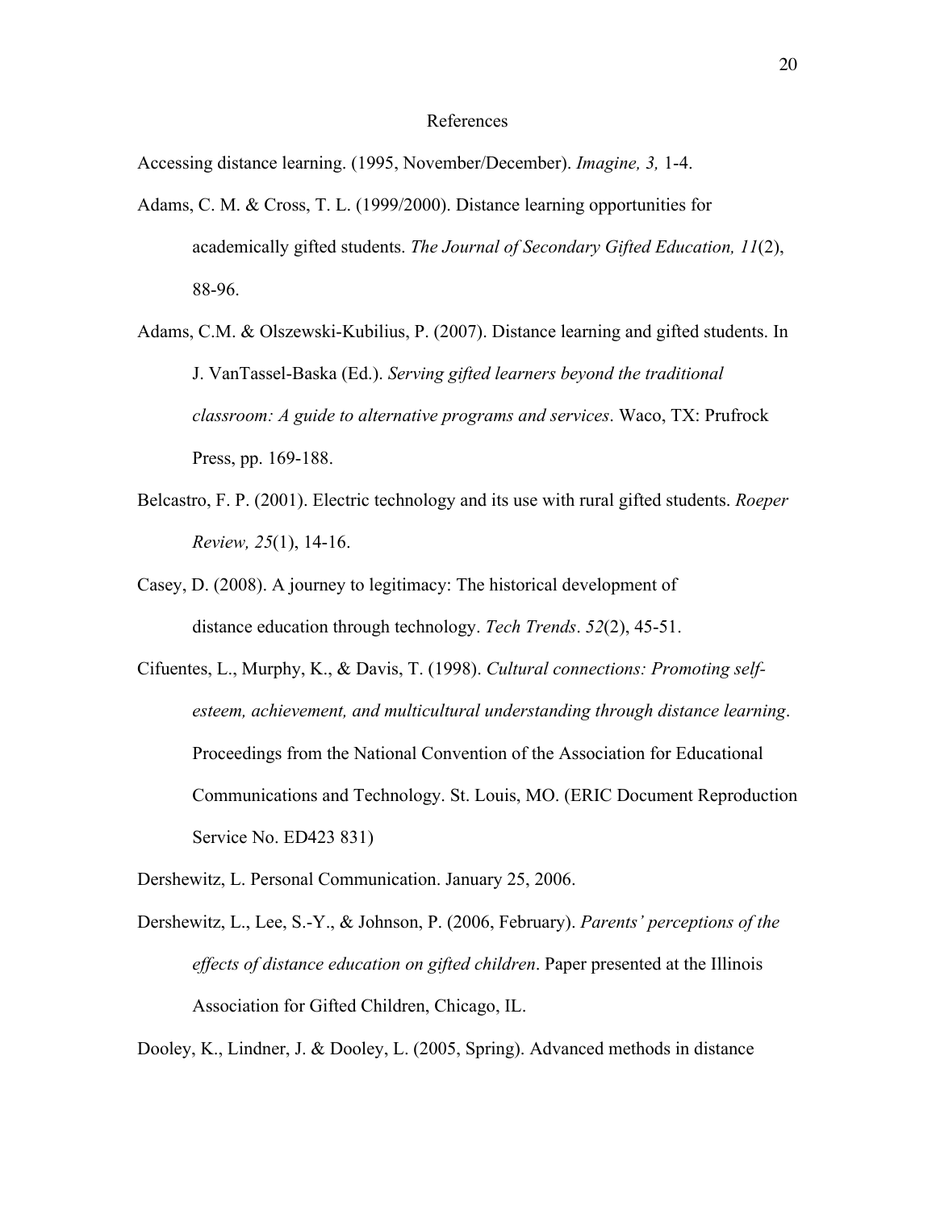# References

Accessing distance learning. (1995, November/December). *Imagine, 3,* 1-4.

Adams, C. M. & Cross, T. L. (1999/2000). Distance learning opportunities for academically gifted students. *The Journal of Secondary Gifted Education, 11*(2), 88-96.

Adams, C.M. & Olszewski-Kubilius, P. (2007). Distance learning and gifted students. In J. VanTassel-Baska (Ed.). *Serving gifted learners beyond the traditional classroom: A guide to alternative programs and services*. Waco, TX: Prufrock Press, pp. 169-188.

Belcastro, F. P. (2001). Electric technology and its use with rural gifted students. *Roeper Review, 25*(1), 14-16.

Casey, D. (2008). A journey to legitimacy: The historical development of distance education through technology. *Tech Trends*. *52*(2), 45-51.

Cifuentes, L., Murphy, K., & Davis, T. (1998). *Cultural connections: Promoting self-esteem, achievement, and multicultural understanding through distance learning*. Proceedings from the National Convention of the Association for Educational Communications and Technology. St. Louis, MO. (ERIC Document Reproduction Service No. ED423 831)

Dershewitz, L. Personal Communication. January 25, 2006.

Dershewitz, L., Lee, S.-Y., & Johnson, P. (2006, February). *Parents' perceptions of the effects of distance education on gifted children*. Paper presented at the Illinois Association for Gifted Children, Chicago, IL.

Dooley, K., Lindner, J. & Dooley, L. (2005, Spring). Advanced methods in distance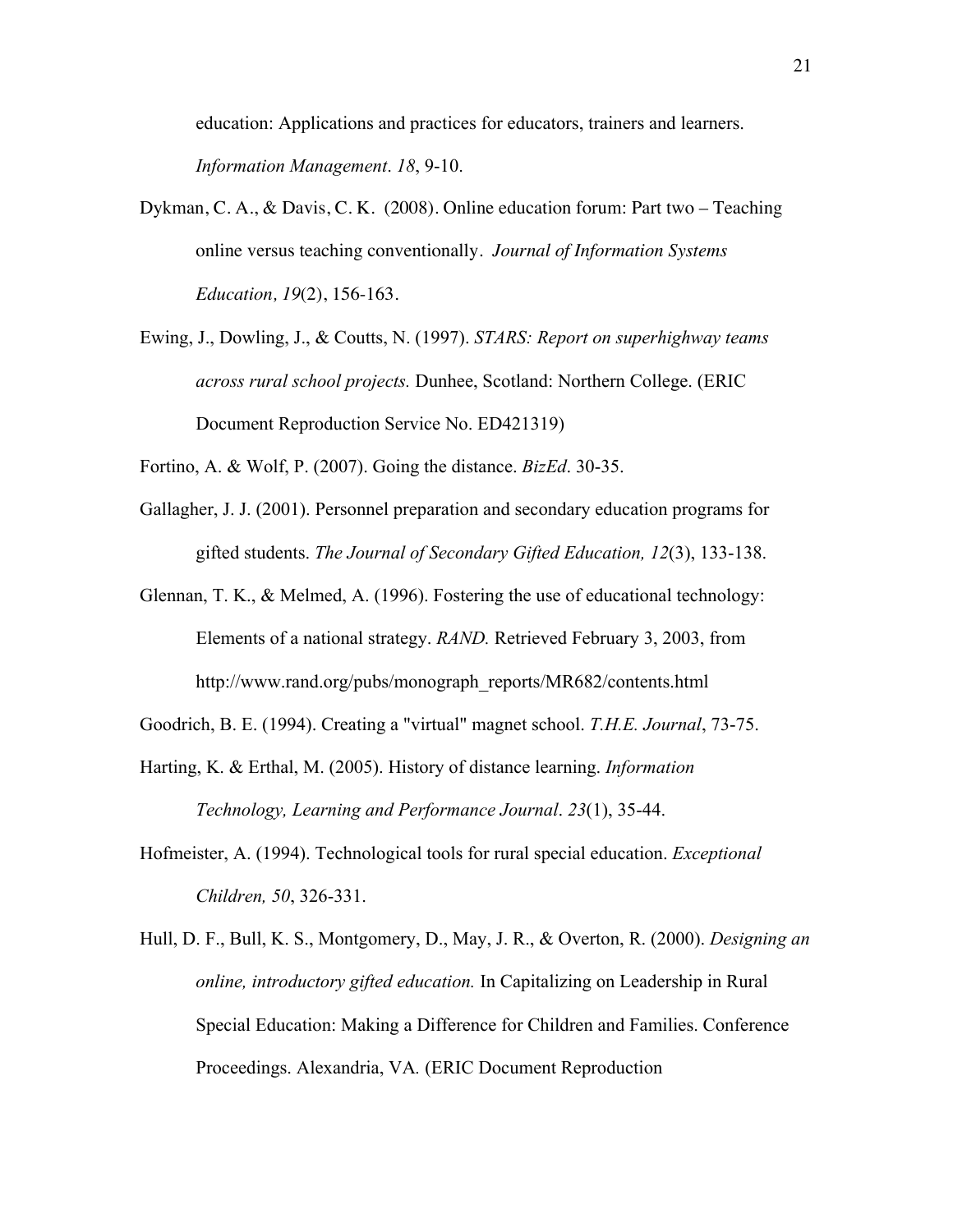education: Applications and practices for educators, trainers and learners. *Information Management*. *18*, 9-10.

Dykman, C. A., & Davis, C. K. (2008). Online education forum: Part two – Teaching online versus teaching conventionally. *Journal of Information Systems Education, 19*(2), 156-163.

Ewing, J., Dowling, J., & Coutts, N. (1997). *STARS: Report on superhighway teams across rural school projects.* Dunhee, Scotland: Northern College. (ERIC Document Reproduction Service No. ED421319)

Fortino, A. & Wolf, P. (2007). Going the distance. *BizEd*. 30-35.

Gallagher, J. J. (2001). Personnel preparation and secondary education programs for gifted students. *The Journal of Secondary Gifted Education, 12*(3), 133-138.

Glennan, T. K., & Melmed, A. (1996). Fostering the use of educational technology: Elements of a national strategy. *RAND.* Retrieved February 3, 2003, from http://www.rand.org/pubs/monograph_reports/MR682/contents.html

Goodrich, B. E. (1994). Creating a "virtual" magnet school. *T.H.E. Journal*, 73-75.

Harting, K. & Erthal, M. (2005). History of distance learning. *Information Technology, Learning and Performance Journal*. *23*(1), 35-44.

Hofmeister, A. (1994). Technological tools for rural special education. *Exceptional Children, 50*, 326-331.

Hull, D. F., Bull, K. S., Montgomery, D., May, J. R., & Overton, R. (2000). *Designing an online, introductory gifted education.* In Capitalizing on Leadership in Rural Special Education: Making a Difference for Children and Families. Conference Proceedings. Alexandria, VA. (ERIC Document Reproduction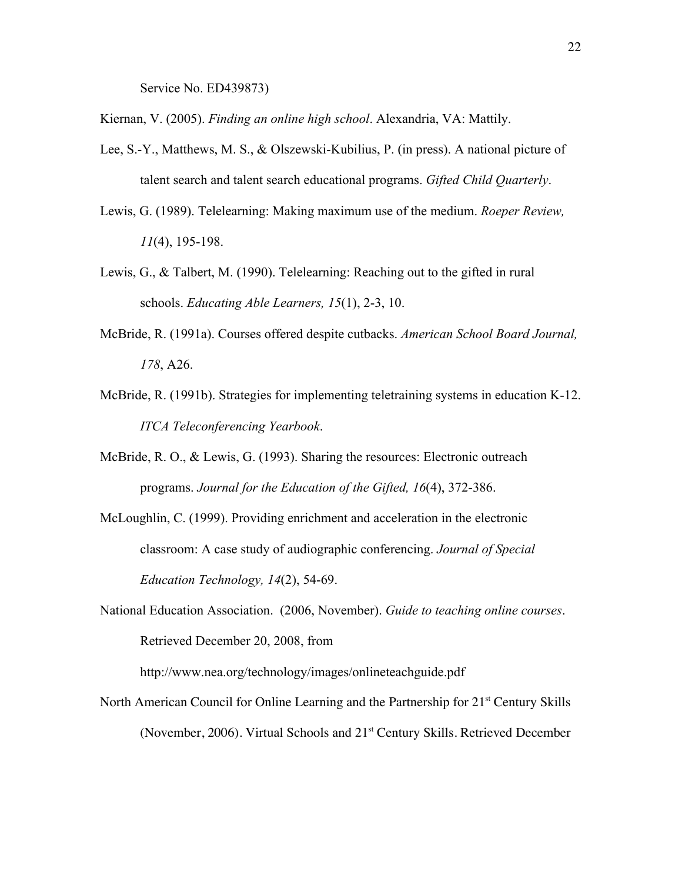Service No. ED439873)

Kiernan, V. (2005). *Finding an online high school*. Alexandria, VA: Mattily.

Lee, S.-Y., Matthews, M. S., & Olszewski-Kubilius, P. (in press). A national picture of talent search and talent search educational programs. *Gifted Child Quarterly*.

Lewis, G. (1989). Telelearning: Making maximum use of the medium. *Roeper Review, 11*(4), 195-198.

Lewis, G., & Talbert, M. (1990). Telelearning: Reaching out to the gifted in rural schools. *Educating Able Learners, 15*(1), 2-3, 10.

McBride, R. (1991a). Courses offered despite cutbacks. *American School Board Journal, 178*, A26.

McBride, R. (1991b). Strategies for implementing teletraining systems in education K-12. *ITCA Teleconferencing Yearbook*.

McBride, R. O., & Lewis, G. (1993). Sharing the resources: Electronic outreach programs. *Journal for the Education of the Gifted, 16*(4), 372-386.

McLoughlin, C. (1999). Providing enrichment and acceleration in the electronic classroom: A case study of audiographic conferencing. *Journal of Special Education Technology, 14*(2), 54-69.

National Education Association. (2006, November). *Guide to teaching online courses*. Retrieved December 20, 2008, from http://www.nea.org/technology/images/onlineteachguide.pdf

North American Council for Online Learning and the Partnership for 21st Century Skills (November, 2006). Virtual Schools and 21st Century Skills. Retrieved December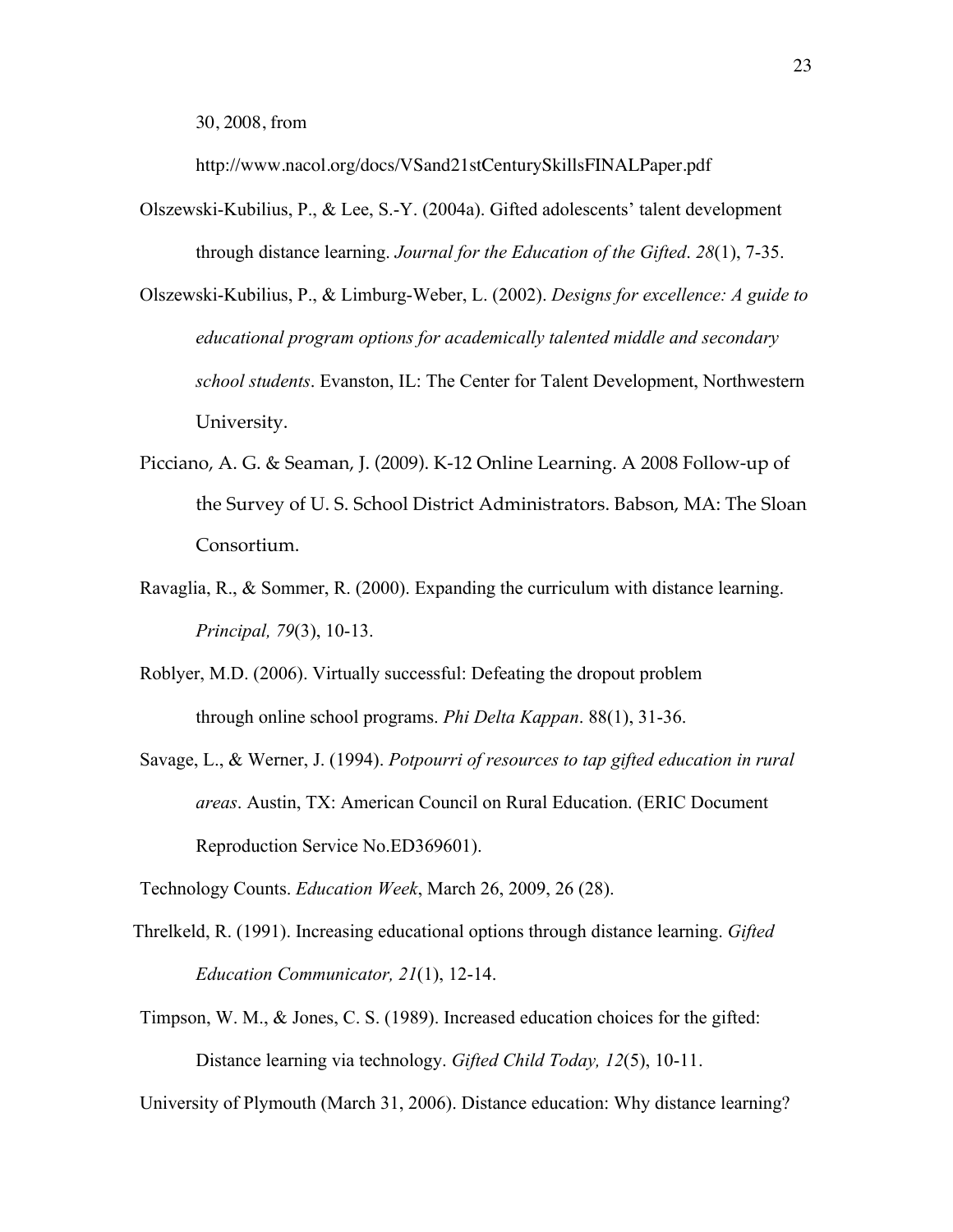30, 2008, from http://www.nacol.org/docs/VSand21stCenturySkillsFINALPaper.pdf

Olszewski-Kubilius, P., & Lee, S.-Y. (2004a). Gifted adolescents' talent development through distance learning. *Journal for the Education of the Gifted*. *28*(1), 7-35.

Olszewski-Kubilius, P., & Limburg-Weber, L. (2002). *Designs for excellence: A guide to educational program options for academically talented middle and secondary school students*. Evanston, IL: The Center for Talent Development, Northwestern University.

Picciano, A. G. & Seaman, J. (2009). K-12 Online Learning. A 2008 Follow-up of the Survey of U. S. School District Administrators. Babson, MA: The Sloan Consortium.

Ravaglia, R., & Sommer, R. (2000). Expanding the curriculum with distance learning. *Principal, 79*(3), 10-13.

Roblyer, M.D. (2006). Virtually successful: Defeating the dropout problem through online school programs. *Phi Delta Kappan*. 88(1), 31-36.

Savage, L., & Werner, J. (1994). *Potpourri of resources to tap gifted education in rural areas*. Austin, TX: American Council on Rural Education. (ERIC Document Reproduction Service No.ED369601).

Technology Counts. *Education Week*, March 26, 2009, 26 (28).

Threlkeld, R. (1991). Increasing educational options through distance learning. *Gifted Education Communicator, 21*(1), 12-14.

Timpson, W. M., & Jones, C. S. (1989). Increased education choices for the gifted: Distance learning via technology. *Gifted Child Today, 12*(5), 10-11.

University of Plymouth (March 31, 2006). Distance education: Why distance learning?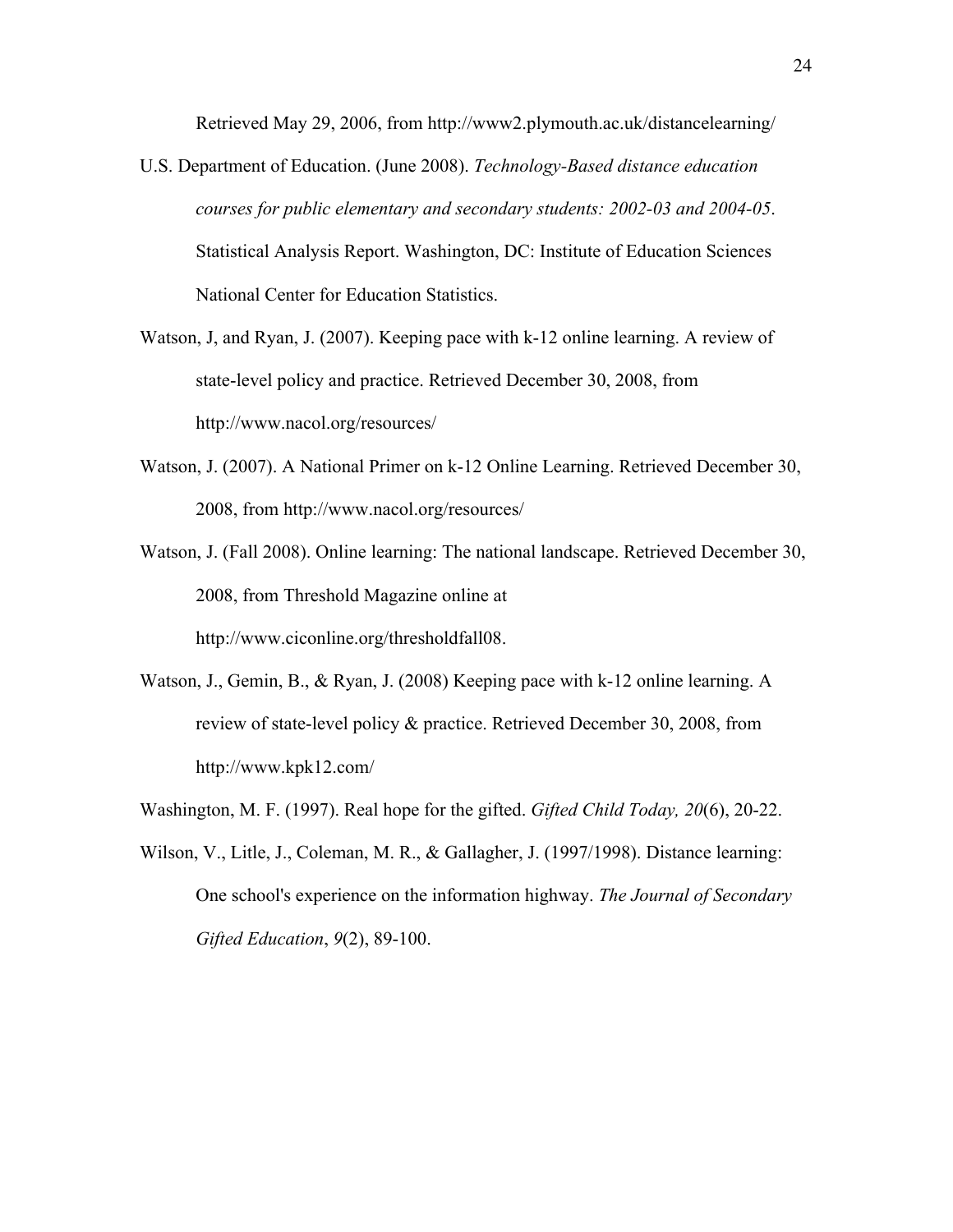Retrieved May 29, 2006, from http://www2.plymouth.ac.uk/distancelearning/

U.S. Department of Education. (June 2008). *Technology-Based distance education courses for public elementary and secondary students: 2002-03 and 2004-05*. Statistical Analysis Report. Washington, DC: Institute of Education Sciences National Center for Education Statistics.

Watson, J, and Ryan, J. (2007). Keeping pace with k-12 online learning. A review of state-level policy and practice. Retrieved December 30, 2008, from http://www.nacol.org/resources/

Watson, J. (2007). A National Primer on k-12 Online Learning. Retrieved December 30, 2008, from http://www.nacol.org/resources/

Watson, J. (Fall 2008). Online learning: The national landscape. Retrieved December 30, 2008, from Threshold Magazine online at http://www.ciconline.org/thresholdfall08.

Watson, J., Gemin, B., & Ryan, J. (2008) Keeping pace with k-12 online learning. A review of state-level policy & practice. Retrieved December 30, 2008, from http://www.kpk12.com/

Washington, M. F. (1997). Real hope for the gifted. *Gifted Child Today, 20*(6), 20-22.

Wilson, V., Litle, J., Coleman, M. R., & Gallagher, J. (1997/1998). Distance learning: One school's experience on the information highway. *The Journal of Secondary Gifted Education*, *9*(2), 89-100.